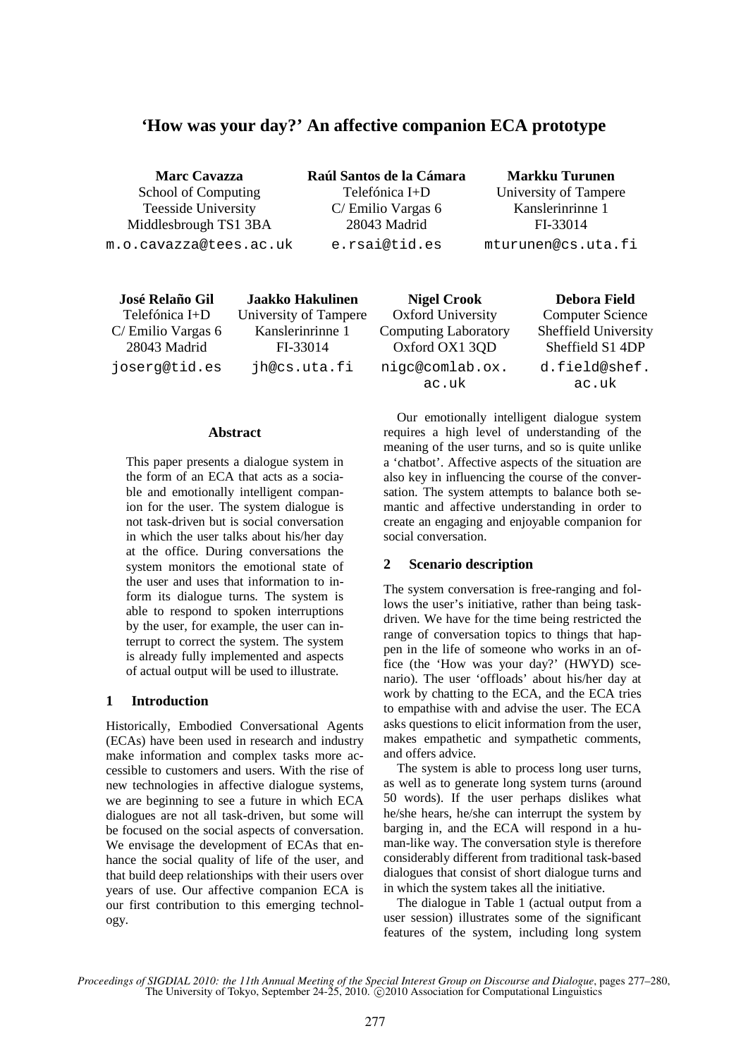# 'How was your day?' An affective companion ECA prototype

**Marc Cavazza**
School of Computing
Teesside University
Middlesbrough TS1 3BA
m.o.cavazza@tees.ac.uk

**Raúl Santos de la Cámara**
Telefónica I+D
C/ Emilio Vargas 6
28043 Madrid
e.rsai@tid.es

**Markku Turunen**
University of Tampere
Kanslerinrinne 1
FI-33014
mturunen@cs.uta.fi

**José Relaño Gil**
Telefónica I+D
C/ Emilio Vargas 6
28043 Madrid
joserg@tid.es

**Jaakko Hakulinen**
University of Tampere
Kanslerinrinne 1
FI-33014
jh@cs.uta.fi

**Nigel Crook**
Oxford University
Computing Laboratory
Oxford OX1 3QD
nigc@comlab.ox.ac.uk

**Debora Field**
Computer Science
Sheffield University
Sheffield S1 4DP
d.field@shef.ac.uk

## Abstract

This paper presents a dialogue system in the form of an ECA that acts as a sociable and emotionally intelligent companion for the user. The system dialogue is not task-driven but is social conversation in which the user talks about his/her day at the office. During conversations the system monitors the emotional state of the user and uses that information to inform its dialogue turns. The system is able to respond to spoken interruptions by the user, for example, the user can interrupt to correct the system. The system is already fully implemented and aspects of actual output will be used to illustrate.

## 1 Introduction

Historically, Embodied Conversational Agents (ECAs) have been used in research and industry make information and complex tasks more accessible to customers and users. With the rise of new technologies in affective dialogue systems, we are beginning to see a future in which ECA dialogues are not all task-driven, but some will be focused on the social aspects of conversation. We envisage the development of ECAs that enhance the social quality of life of the user, and that build deep relationships with their users over years of use. Our affective companion ECA is our first contribution to this emerging technology.

Our emotionally intelligent dialogue system requires a high level of understanding of the meaning of the user turns, and so is quite unlike a 'chatbot'. Affective aspects of the situation are also key in influencing the course of the conversation. The system attempts to balance both semantic and affective understanding in order to create an engaging and enjoyable companion for social conversation.

## 2 Scenario description

The system conversation is free-ranging and follows the user's initiative, rather than being task-driven. We have for the time being restricted the range of conversation topics to things that happen in the life of someone who works in an office (the 'How was your day?' (HWYD) scenario). The user 'offloads' about his/her day at work by chatting to the ECA, and the ECA tries to empathise with and advise the user. The ECA asks questions to elicit information from the user, makes empathetic and sympathetic comments, and offers advice.

The system is able to process long user turns, as well as to generate long system turns (around 50 words). If the user perhaps dislikes what he/she hears, he/she can interrupt the system by barging in, and the ECA will respond in a human-like way. The conversation style is therefore considerably different from traditional task-based dialogues that consist of short dialogue turns and in which the system takes all the initiative.

The dialogue in Table 1 (actual output from a user session) illustrates some of the significant features of the system, including long system

*Proceedings of SIGDIAL 2010: the 11th Annual Meeting of the Special Interest Group on Discourse and Dialogue*, pages 277–280, The University of Tokyo, September 24-25, 2010. ©2010 Association for Computational Linguistics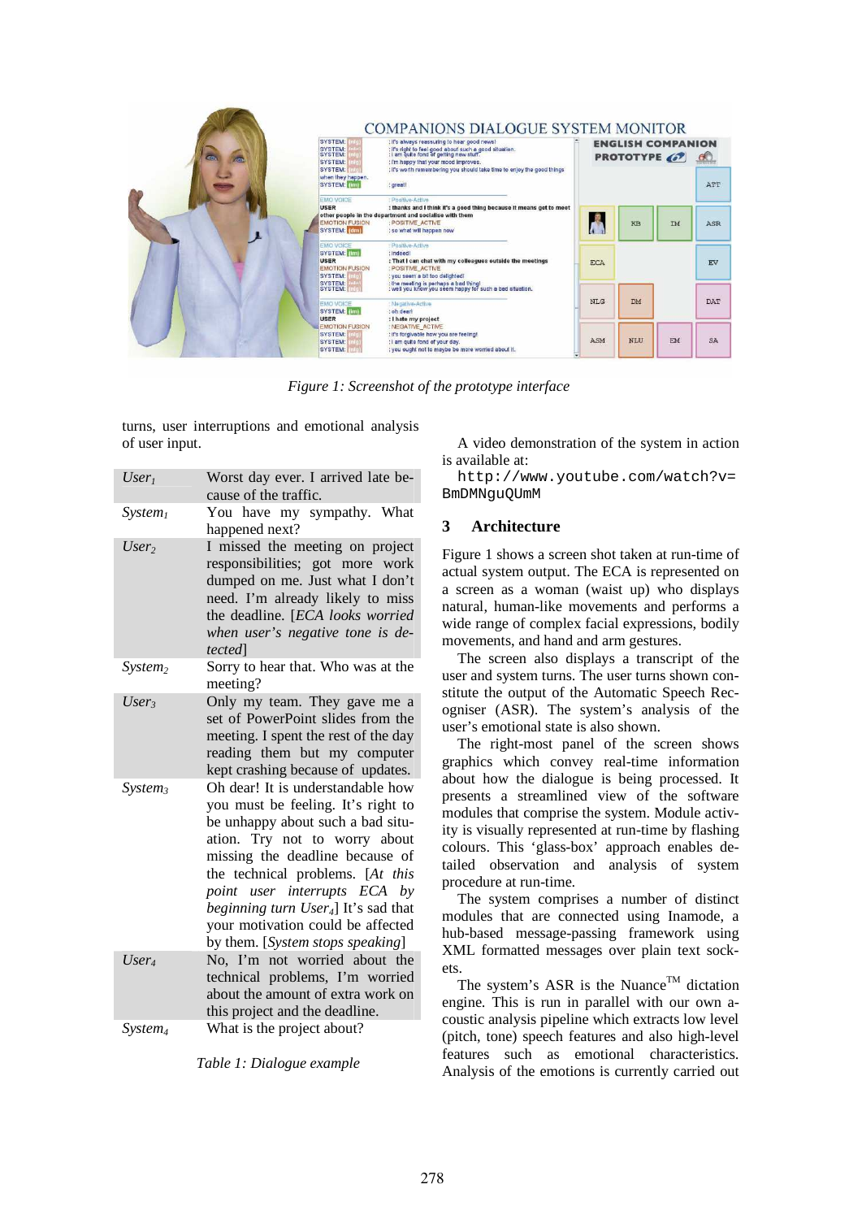Figure 1: Screenshot of the prototype interface

turns, user interruptions and emotional analysis of user input.

| | |
|---|---|
| *User$_1$* | Worst day ever. I arrived late because of the traffic. |
| *System$_1$* | You have my sympathy. What happened next? |
| *User$_2$* | I missed the meeting on project responsibilities; got more work dumped on me. Just what I don't need. I'm already likely to miss the deadline. [*ECA looks worried when user's negative tone is detected*] |
| *System$_2$* | Sorry to hear that. Who was at the meeting? |
| *User$_3$* | Only my team. They gave me a set of PowerPoint slides from the meeting. I spent the rest of the day reading them but my computer kept crashing because of updates. |
| *System$_3$* | Oh dear! It is understandable how you must be feeling. It's right to be unhappy about such a bad situation. Try not to worry about missing the deadline because of the technical problems. [*At this point user interrupts ECA by beginning turn User$_4$*] It's sad that your motivation could be affected by them. [*System stops speaking*] |
| *User$_4$* | No, I'm not worried about the technical problems, I'm worried about the amount of extra work on this project and the deadline. |
| *System$_4$* | What is the project about? |

Table 1: Dialogue example

A video demonstration of the system in action is available at:

```
http://www.youtube.com/watch?v=BmDMNguQUmM
```

## 3 Architecture

Figure 1 shows a screen shot taken at run-time of actual system output. The ECA is represented on a screen as a woman (waist up) who displays natural, human-like movements and performs a wide range of complex facial expressions, bodily movements, and hand and arm gestures.

The screen also displays a transcript of the user and system turns. The user turns shown constitute the output of the Automatic Speech Recogniser (ASR). The system's analysis of the user's emotional state is also shown.

The right-most panel of the screen shows graphics which convey real-time information about how the dialogue is being processed. It presents a streamlined view of the software modules that comprise the system. Module activity is visually represented at run-time by flashing colours. This 'glass-box' approach enables detailed observation and analysis of system procedure at run-time.

The system comprises a number of distinct modules that are connected using Inamode, a hub-based message-passing framework using XML formatted messages over plain text sockets.

The system's ASR is the Nuance™ dictation engine. This is run in parallel with our own acoustic analysis pipeline which extracts low level (pitch, tone) speech features and also high-level features such as emotional characteristics. Analysis of the emotions is currently carried out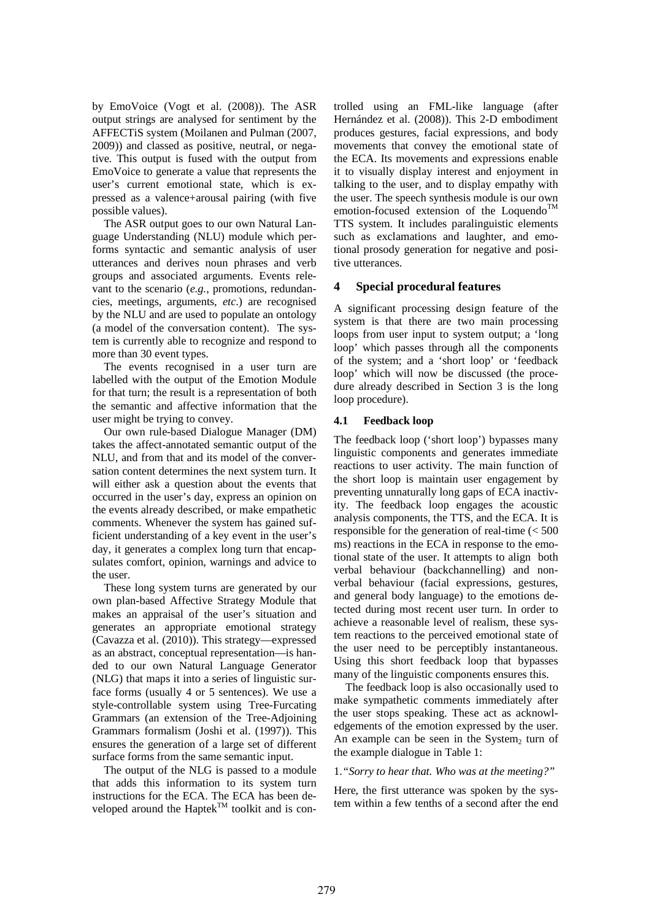by EmoVoice (Vogt et al. (2008)). The ASR output strings are analysed for sentiment by the AFFECTiS system (Moilanen and Pulman (2007, 2009)) and classed as positive, neutral, or negative. This output is fused with the output from EmoVoice to generate a value that represents the user's current emotional state, which is expressed as a valence+arousal pairing (with five possible values).

The ASR output goes to our own Natural Language Understanding (NLU) module which performs syntactic and semantic analysis of user utterances and derives noun phrases and verb groups and associated arguments. Events relevant to the scenario (*e.g.*, promotions, redundancies, meetings, arguments, *etc*.) are recognised by the NLU and are used to populate an ontology (a model of the conversation content). The system is currently able to recognize and respond to more than 30 event types.

The events recognised in a user turn are labelled with the output of the Emotion Module for that turn; the result is a representation of both the semantic and affective information that the user might be trying to convey.

Our own rule-based Dialogue Manager (DM) takes the affect-annotated semantic output of the NLU, and from that and its model of the conversation content determines the next system turn. It will either ask a question about the events that occurred in the user's day, express an opinion on the events already described, or make empathetic comments. Whenever the system has gained sufficient understanding of a key event in the user's day, it generates a complex long turn that encapsulates comfort, opinion, warnings and advice to the user.

These long system turns are generated by our own plan-based Affective Strategy Module that makes an appraisal of the user's situation and generates an appropriate emotional strategy (Cavazza et al. (2010)). This strategy—expressed as an abstract, conceptual representation—is handed to our own Natural Language Generator (NLG) that maps it into a series of linguistic surface forms (usually 4 or 5 sentences). We use a style-controllable system using Tree-Furcating Grammars (an extension of the Tree-Adjoining Grammars formalism (Joshi et al. (1997)). This ensures the generation of a large set of different surface forms from the same semantic input.

The output of the NLG is passed to a module that adds this information to its system turn instructions for the ECA. The ECA has been developed around the Haptek™ toolkit and is controlled using an FML-like language (after Hernández et al. (2008)). This 2-D embodiment produces gestures, facial expressions, and body movements that convey the emotional state of the ECA. Its movements and expressions enable it to visually display interest and enjoyment in talking to the user, and to display empathy with the user. The speech synthesis module is our own emotion-focused extension of the Loquendo™ TTS system. It includes paralinguistic elements such as exclamations and laughter, and emotional prosody generation for negative and positive utterances.

## 4 Special procedural features

A significant processing design feature of the system is that there are two main processing loops from user input to system output; a 'long loop' which passes through all the components of the system; and a 'short loop' or 'feedback loop' which will now be discussed (the procedure already described in Section 3 is the long loop procedure).

### 4.1 Feedback loop

The feedback loop ('short loop') bypasses many linguistic components and generates immediate reactions to user activity. The main function of the short loop is maintain user engagement by preventing unnaturally long gaps of ECA inactivity. The feedback loop engages the acoustic analysis components, the TTS, and the ECA. It is responsible for the generation of real-time (< 500 ms) reactions in the ECA in response to the emotional state of the user. It attempts to align both verbal behaviour (backchannelling) and nonverbal behaviour (facial expressions, gestures, and general body language) to the emotions detected during most recent user turn. In order to achieve a reasonable level of realism, these system reactions to the perceived emotional state of the user need to be perceptibly instantaneous. Using this short feedback loop that bypasses many of the linguistic components ensures this.

The feedback loop is also occasionally used to make sympathetic comments immediately after the user stops speaking. These act as acknowledgements of the emotion expressed by the user. An example can be seen in the $\text{System}_2$ turn of the example dialogue in Table 1:

1. *"Sorry to hear that. Who was at the meeting?"*

Here, the first utterance was spoken by the system within a few tenths of a second after the end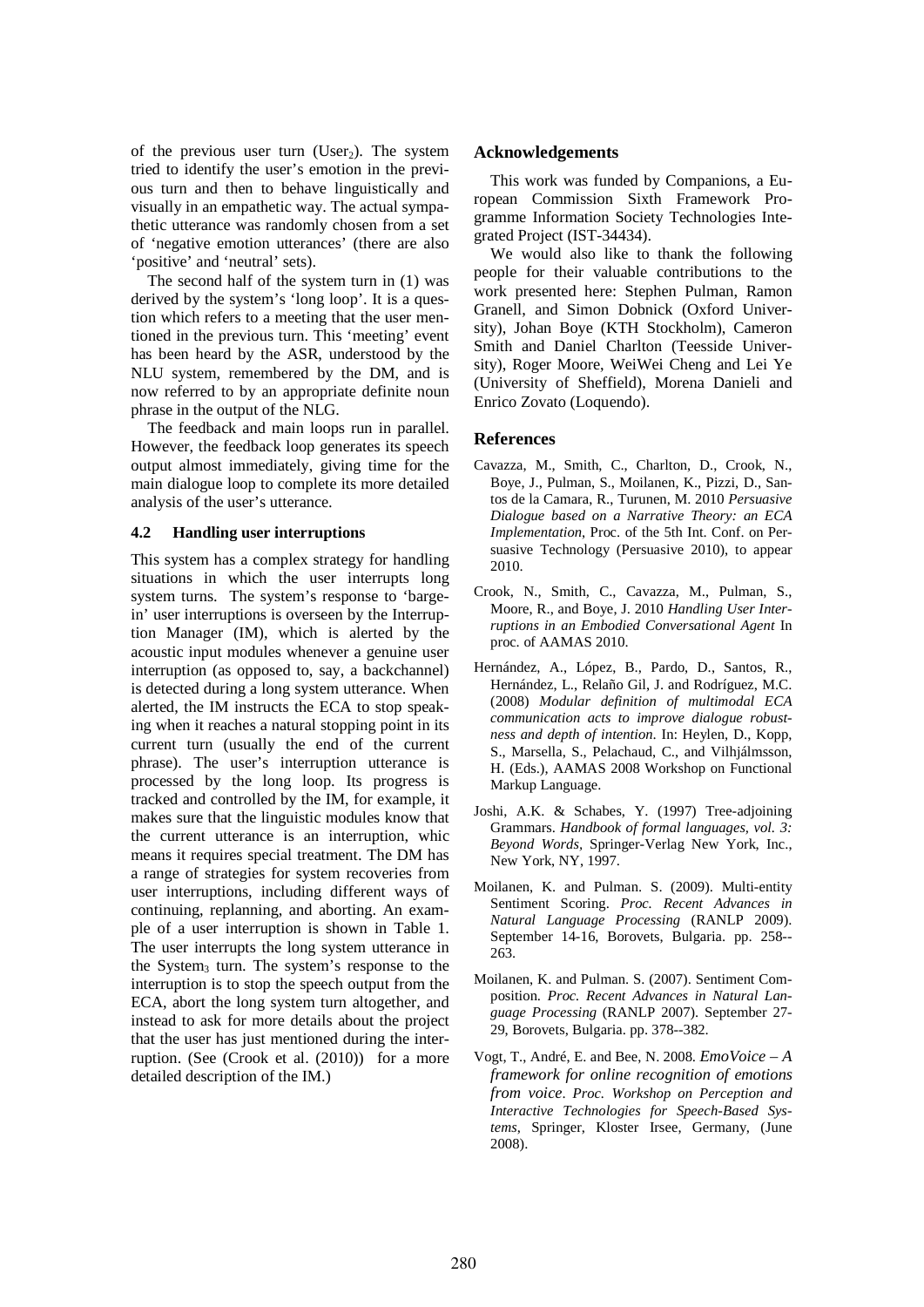of the previous user turn ($User_2$). The system tried to identify the user's emotion in the previous turn and then to behave linguistically and visually in an empathetic way. The actual sympathetic utterance was randomly chosen from a set of 'negative emotion utterances' (there are also 'positive' and 'neutral' sets).

The second half of the system turn in (1) was derived by the system's 'long loop'. It is a question which refers to a meeting that the user mentioned in the previous turn. This 'meeting' event has been heard by the ASR, understood by the NLU system, remembered by the DM, and is now referred to by an appropriate definite noun phrase in the output of the NLG.

The feedback and main loops run in parallel. However, the feedback loop generates its speech output almost immediately, giving time for the main dialogue loop to complete its more detailed analysis of the user's utterance.

### 4.2 Handling user interruptions

This system has a complex strategy for handling situations in which the user interrupts long system turns. The system's response to 'barge-in' user interruptions is overseen by the Interruption Manager (IM), which is alerted by the acoustic input modules whenever a genuine user interruption (as opposed to, say, a backchannel) is detected during a long system utterance. When alerted, the IM instructs the ECA to stop speaking when it reaches a natural stopping point in its current turn (usually the end of the current phrase). The user's interruption utterance is processed by the long loop. Its progress is tracked and controlled by the IM, for example, it makes sure that the linguistic modules know that the current utterance is an interruption, whic means it requires special treatment. The DM has a range of strategies for system recoveries from user interruptions, including different ways of continuing, replanning, and aborting. An example of a user interruption is shown in Table 1. The user interrupts the long system utterance in the $System_3$ turn. The system's response to the interruption is to stop the speech output from the ECA, abort the long system turn altogether, and instead to ask for more details about the project that the user has just mentioned during the interruption. (See (Crook et al. (2010)) for a more detailed description of the IM.)

## Acknowledgements

This work was funded by Companions, a European Commission Sixth Framework Programme Information Society Technologies Integrated Project (IST-34434).

We would also like to thank the following people for their valuable contributions to the work presented here: Stephen Pulman, Ramon Granell, and Simon Dobnick (Oxford University), Johan Boye (KTH Stockholm), Cameron Smith and Daniel Charlton (Teesside University), Roger Moore, WeiWei Cheng and Lei Ye (University of Sheffield), Morena Danieli and Enrico Zovato (Loquendo).

## References

Cavazza, M., Smith, C., Charlton, D., Crook, N., Boye, J., Pulman, S., Moilanen, K., Pizzi, D., Santos de la Camara, R., Turunen, M. 2010 *Persuasive Dialogue based on a Narrative Theory: an ECA Implementation*, Proc. of the 5th Int. Conf. on Persuasive Technology (Persuasive 2010), to appear 2010.

Crook, N., Smith, C., Cavazza, M., Pulman, S., Moore, R., and Boye, J. 2010 *Handling User Interruptions in an Embodied Conversational Agent* In proc. of AAMAS 2010.

Hernández, A., López, B., Pardo, D., Santos, R., Hernández, L., Relaño Gil, J. and Rodríguez, M.C. (2008) *Modular definition of multimodal ECA communication acts to improve dialogue robustness and depth of intention*. In: Heylen, D., Kopp, S., Marsella, S., Pelachaud, C., and Vilhjálmsson, H. (Eds.), AAMAS 2008 Workshop on Functional Markup Language.

Joshi, A.K. & Schabes, Y. (1997) Tree-adjoining Grammars. *Handbook of formal languages, vol. 3: Beyond Words*, Springer-Verlag New York, Inc., New York, NY, 1997.

Moilanen, K. and Pulman. S. (2009). Multi-entity Sentiment Scoring. *Proc. Recent Advances in Natural Language Processing* (RANLP 2009). September 14-16, Borovets, Bulgaria. pp. 258--263.

Moilanen, K. and Pulman. S. (2007). Sentiment Composition. *Proc. Recent Advances in Natural Language Processing* (RANLP 2007). September 27-29, Borovets, Bulgaria. pp. 378--382.

Vogt, T., André, E. and Bee, N. 2008. *EmoVoice – A framework for online recognition of emotions from voice*. *Proc. Workshop on Perception and Interactive Technologies for Speech-Based Systems*, Springer, Kloster Irsee, Germany, (June 2008).